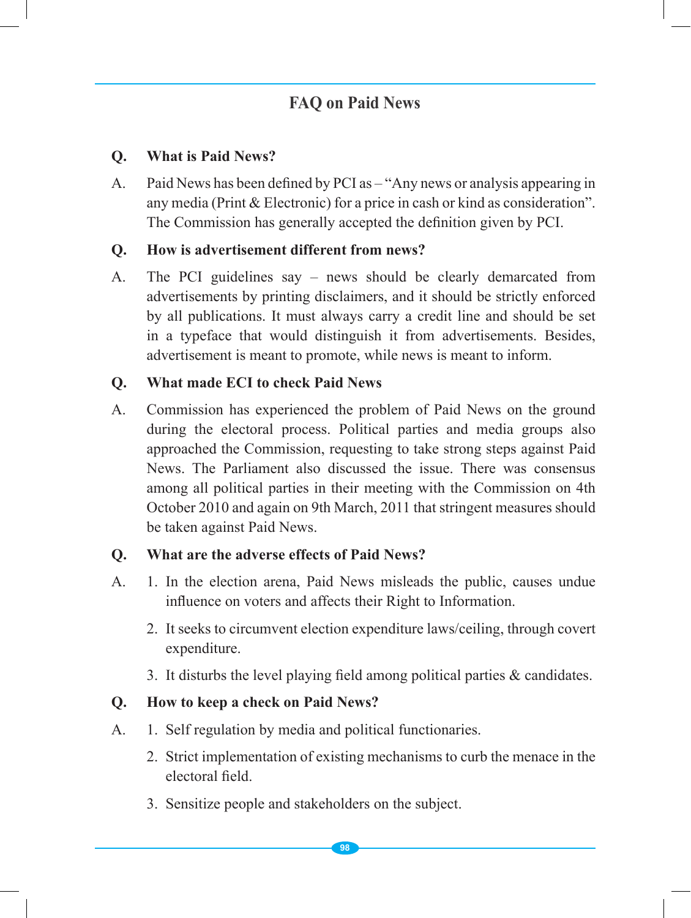# FAQ on Paid News

**Q. What is Paid News?**

A. Paid News has been defined by PCI as – "Any news or analysis appearing in any media (Print & Electronic) for a price in cash or kind as consideration". The Commission has generally accepted the definition given by PCI.

**Q. How is advertisement different from news?**

A. The PCI guidelines say – news should be clearly demarcated from advertisements by printing disclaimers, and it should be strictly enforced by all publications. It must always carry a credit line and should be set in a typeface that would distinguish it from advertisements. Besides, advertisement is meant to promote, while news is meant to inform.

**Q. What made ECI to check Paid News**

A. Commission has experienced the problem of Paid News on the ground during the electoral process. Political parties and media groups also approached the Commission, requesting to take strong steps against Paid News. The Parliament also discussed the issue. There was consensus among all political parties in their meeting with the Commission on 4th October 2010 and again on 9th March, 2011 that stringent measures should be taken against Paid News.

**Q. What are the adverse effects of Paid News?**

A.
1. In the election arena, Paid News misleads the public, causes undue influence on voters and affects their Right to Information.
2. It seeks to circumvent election expenditure laws/ceiling, through covert expenditure.
3. It disturbs the level playing field among political parties & candidates.

**Q. How to keep a check on Paid News?**

A.
1. Self regulation by media and political functionaries.
2. Strict implementation of existing mechanisms to curb the menace in the electoral field.
3. Sensitize people and stakeholders on the subject.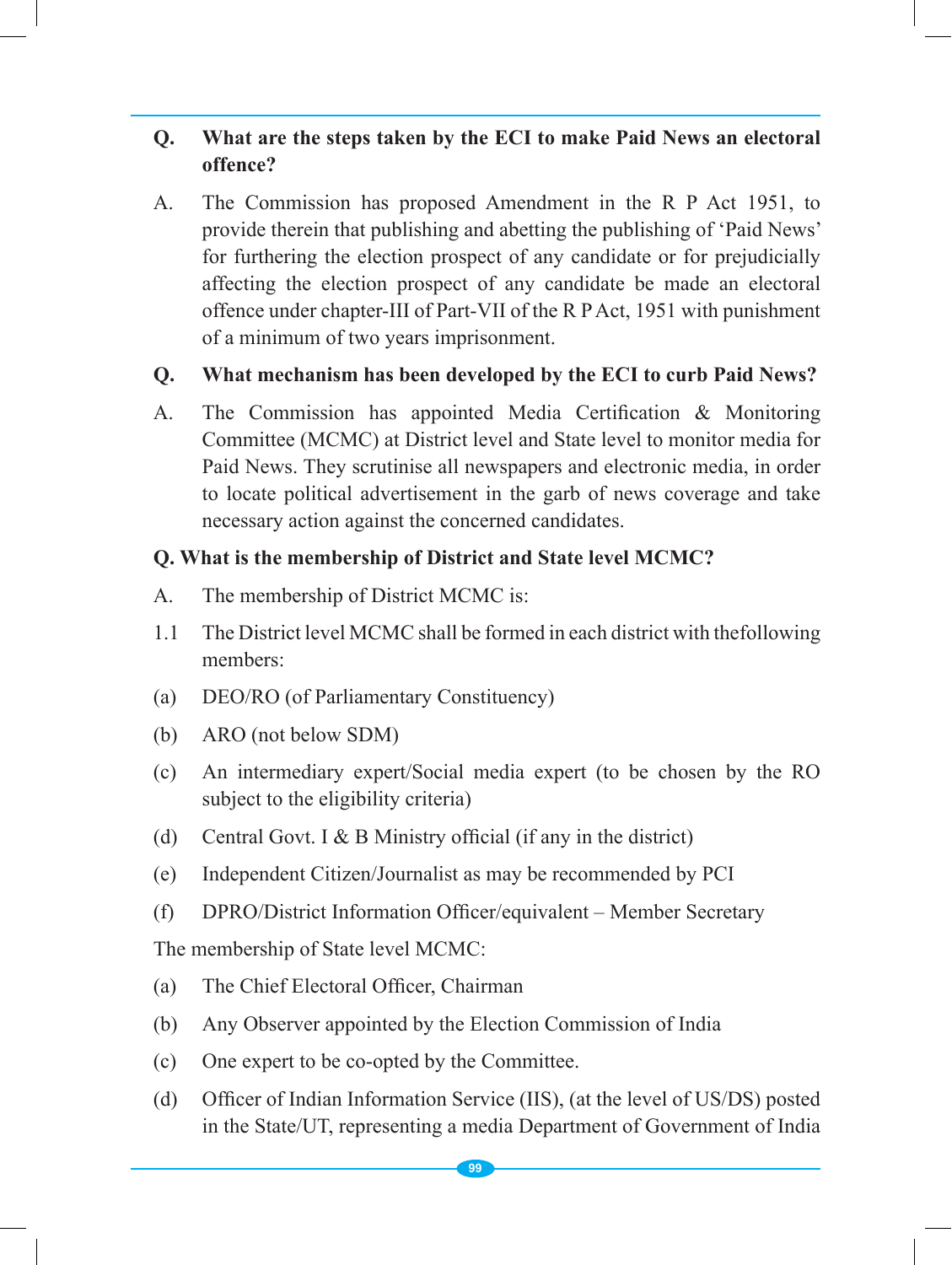**Q. What are the steps taken by the ECI to make Paid News an electoral offence?**

A. The Commission has proposed Amendment in the R P Act 1951, to provide therein that publishing and abetting the publishing of 'Paid News' for furthering the election prospect of any candidate or for prejudicially affecting the election prospect of any candidate be made an electoral offence under chapter-III of Part-VII of the R P Act, 1951 with punishment of a minimum of two years imprisonment.

**Q. What mechanism has been developed by the ECI to curb Paid News?**

A. The Commission has appointed Media Certification & Monitoring Committee (MCMC) at District level and State level to monitor media for Paid News. They scrutinise all newspapers and electronic media, in order to locate political advertisement in the garb of news coverage and take necessary action against the concerned candidates.

**Q. What is the membership of District and State level MCMC?**

A. The membership of District MCMC is:

1.1 The District level MCMC shall be formed in each district with thefollowing members:

(a) DEO/RO (of Parliamentary Constituency)

(b) ARO (not below SDM)

(c) An intermediary expert/Social media expert (to be chosen by the RO subject to the eligibility criteria)

(d) Central Govt. I & B Ministry official (if any in the district)

(e) Independent Citizen/Journalist as may be recommended by PCI

(f) DPRO/District Information Officer/equivalent – Member Secretary

The membership of State level MCMC:

(a) The Chief Electoral Officer, Chairman

(b) Any Observer appointed by the Election Commission of India

(c) One expert to be co-opted by the Committee.

(d) Officer of Indian Information Service (IIS), (at the level of US/DS) posted in the State/UT, representing a media Department of Government of India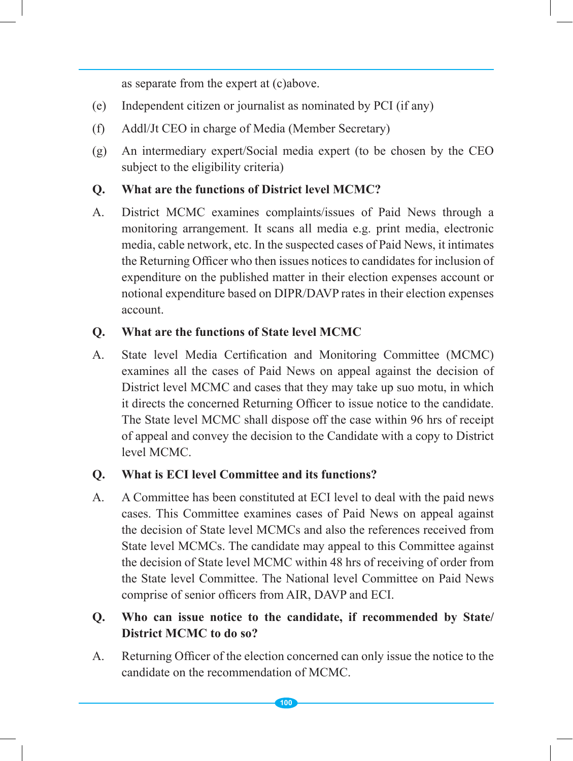as separate from the expert at (c)above.

(e) Independent citizen or journalist as nominated by PCI (if any)

(f) Addl/Jt CEO in charge of Media (Member Secretary)

(g) An intermediary expert/Social media expert (to be chosen by the CEO subject to the eligibility criteria)

**Q. What are the functions of District level MCMC?**

A. District MCMC examines complaints/issues of Paid News through a monitoring arrangement. It scans all media e.g. print media, electronic media, cable network, etc. In the suspected cases of Paid News, it intimates the Returning Officer who then issues notices to candidates for inclusion of expenditure on the published matter in their election expenses account or notional expenditure based on DIPR/DAVP rates in their election expenses account.

**Q. What are the functions of State level MCMC**

A. State level Media Certification and Monitoring Committee (MCMC) examines all the cases of Paid News on appeal against the decision of District level MCMC and cases that they may take up suo motu, in which it directs the concerned Returning Officer to issue notice to the candidate. The State level MCMC shall dispose off the case within 96 hrs of receipt of appeal and convey the decision to the Candidate with a copy to District level MCMC.

**Q. What is ECI level Committee and its functions?**

A. A Committee has been constituted at ECI level to deal with the paid news cases. This Committee examines cases of Paid News on appeal against the decision of State level MCMCs and also the references received from State level MCMCs. The candidate may appeal to this Committee against the decision of State level MCMC within 48 hrs of receiving of order from the State level Committee. The National level Committee on Paid News comprise of senior officers from AIR, DAVP and ECI.

**Q. Who can issue notice to the candidate, if recommended by State/ District MCMC to do so?**

A. Returning Officer of the election concerned can only issue the notice to the candidate on the recommendation of MCMC.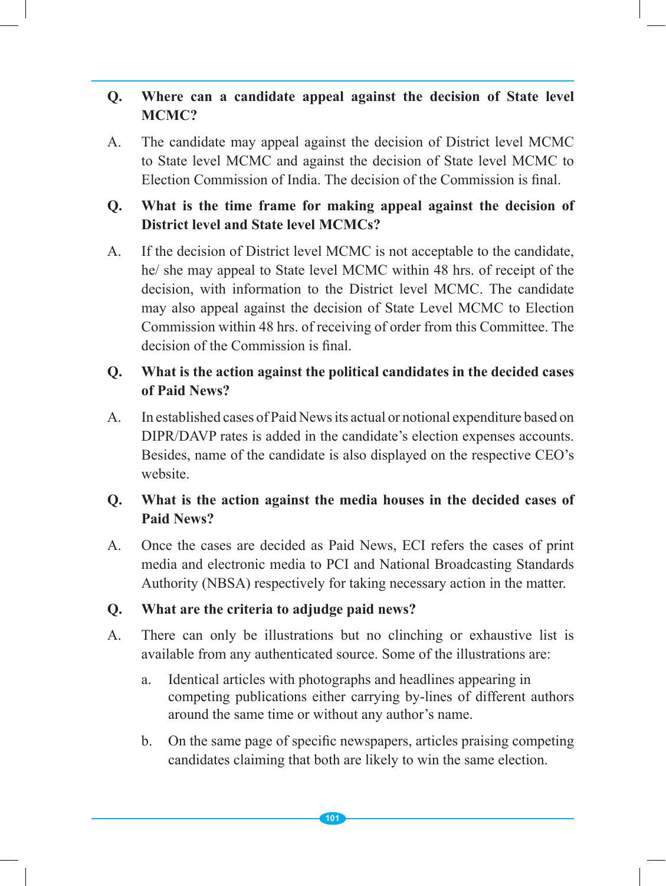**Q. Where can a candidate appeal against the decision of State level MCMC?**

A. The candidate may appeal against the decision of District level MCMC to State level MCMC and against the decision of State level MCMC to Election Commission of India. The decision of the Commission is final.

**Q. What is the time frame for making appeal against the decision of District level and State level MCMCs?**

A. If the decision of District level MCMC is not acceptable to the candidate, he/ she may appeal to State level MCMC within 48 hrs. of receipt of the decision, with information to the District level MCMC. The candidate may also appeal against the decision of State Level MCMC to Election Commission within 48 hrs. of receiving of order from this Committee. The decision of the Commission is final.

**Q. What is the action against the political candidates in the decided cases of Paid News?**

A. In established cases of Paid News its actual or notional expenditure based on DIPR/DAVP rates is added in the candidate's election expenses accounts. Besides, name of the candidate is also displayed on the respective CEO's website.

**Q. What is the action against the media houses in the decided cases of Paid News?**

A. Once the cases are decided as Paid News, ECI refers the cases of print media and electronic media to PCI and National Broadcasting Standards Authority (NBSA) respectively for taking necessary action in the matter.

**Q. What are the criteria to adjudge paid news?**

A. There can only be illustrations but no clinching or exhaustive list is available from any authenticated source. Some of the illustrations are:

a. Identical articles with photographs and headlines appearing in competing publications either carrying by-lines of different authors around the same time or without any author's name.

b. On the same page of specific newspapers, articles praising competing candidates claiming that both are likely to win the same election.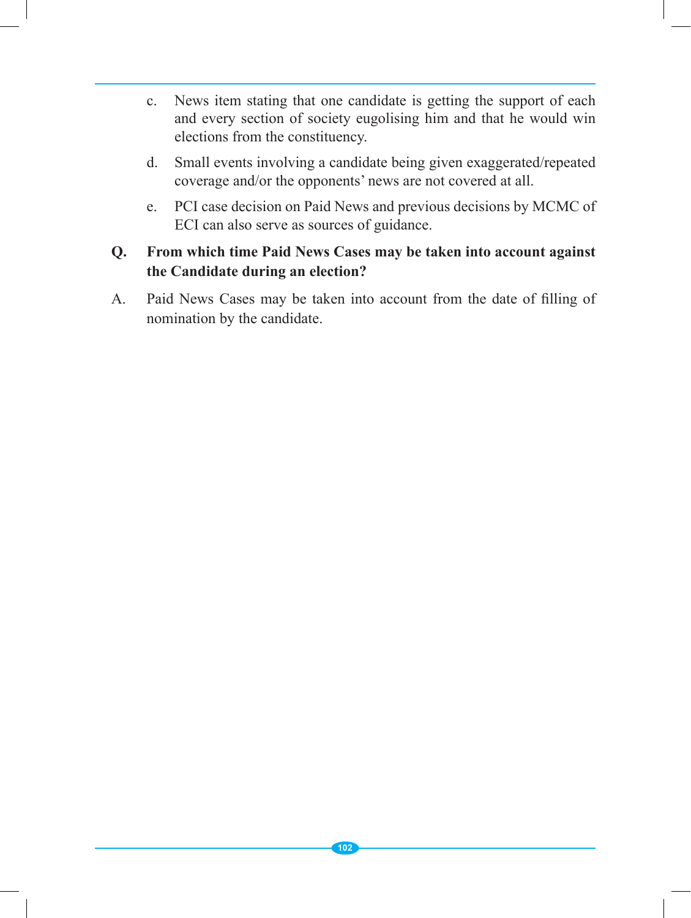c. News item stating that one candidate is getting the support of each and every section of society eugolising him and that he would win elections from the constituency.

d. Small events involving a candidate being given exaggerated/repeated coverage and/or the opponents' news are not covered at all.

e. PCI case decision on Paid News and previous decisions by MCMC of ECI can also serve as sources of guidance.

**Q. From which time Paid News Cases may be taken into account against the Candidate during an election?**

A. Paid News Cases may be taken into account from the date of filling of nomination by the candidate.